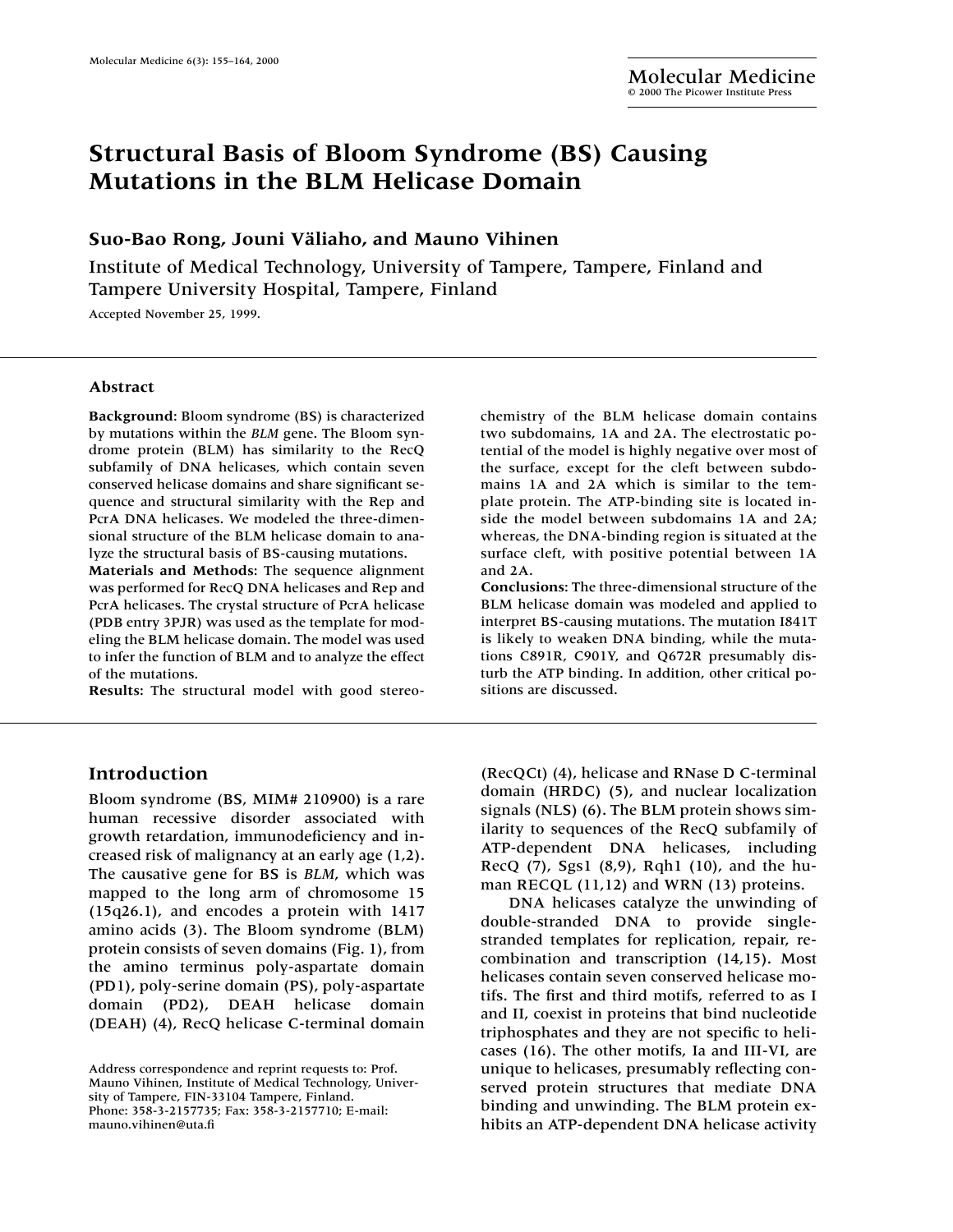# Structural Basis of Bloom Syndrome (BS) Causing Mutations in the BLM Helicase Domain

**Suo-Bao Rong, Jouni Väliaho, and Mauno Vihinen**

Institute of Medical Technology, University of Tampere, Tampere, Finland and Tampere University Hospital, Tampere, Finland

Accepted November 25, 1999.

## Abstract

**Background:** Bloom syndrome (BS) is characterized by mutations within the *BLM* gene. The Bloom syndrome protein (BLM) has similarity to the RecQ subfamily of DNA helicases, which contain seven conserved helicase domains and share significant sequence and structural similarity with the Rep and PcrA DNA helicases. We modeled the three-dimensional structure of the BLM helicase domain to analyze the structural basis of BS-causing mutations.

**Materials and Methods:** The sequence alignment was performed for RecQ DNA helicases and Rep and PcrA helicases. The crystal structure of PcrA helicase (PDB entry 3PJR) was used as the template for modeling the BLM helicase domain. The model was used to infer the function of BLM and to analyze the effect of the mutations.

**Results:** The structural model with good stereochemistry of the BLM helicase domain contains two subdomains, 1A and 2A. The electrostatic potential of the model is highly negative over most of the surface, except for the cleft between subdomains 1A and 2A which is similar to the template protein. The ATP-binding site is located inside the model between subdomains 1A and 2A; whereas, the DNA-binding region is situated at the surface cleft, with positive potential between 1A and 2A.

**Conclusions:** The three-dimensional structure of the BLM helicase domain was modeled and applied to interpret BS-causing mutations. The mutation I841T is likely to weaken DNA binding, while the mutations C891R, C901Y, and Q672R presumably disturb the ATP binding. In addition, other critical positions are discussed.

## Introduction

Bloom syndrome (BS, MIM# 210900) is a rare human recessive disorder associated with growth retardation, immunodeficiency and increased risk of malignancy at an early age (1,2). The causative gene for BS is *BLM*, which was mapped to the long arm of chromosome 15 (15q26.1), and encodes a protein with 1417 amino acids (3). The Bloom syndrome (BLM) protein consists of seven domains (Fig. 1), from the amino terminus poly-aspartate domain (PD1), poly-serine domain (PS), poly-aspartate domain (PD2), DEAH helicase domain (DEAH) (4), RecQ helicase C-terminal domain (RecQCt) (4), helicase and RNase D C-terminal domain (HRDC) (5), and nuclear localization signals (NLS) (6). The BLM protein shows similarity to sequences of the RecQ subfamily of ATP-dependent DNA helicases, including RecQ (7), Sgs1 (8,9), Rqh1 (10), and the human RECQL (11,12) and WRN (13) proteins.

DNA helicases catalyze the unwinding of double-stranded DNA to provide single-stranded templates for replication, repair, recombination and transcription (14,15). Most helicases contain seven conserved helicase motifs. The first and third motifs, referred to as I and II, coexist in proteins that bind nucleotide triphosphates and they are not specific to helicases (16). The other motifs, Ia and III-VI, are unique to helicases, presumably reflecting conserved protein structures that mediate DNA binding and unwinding. The BLM protein exhibits an ATP-dependent DNA helicase activity

Address correspondence and reprint requests to: Prof. Mauno Vihinen, Institute of Medical Technology, University of Tampere, FIN-33104 Tampere, Finland. Phone: 358-3-2157735; Fax: 358-3-2157710; E-mail: mauno.vihinen@uta.fi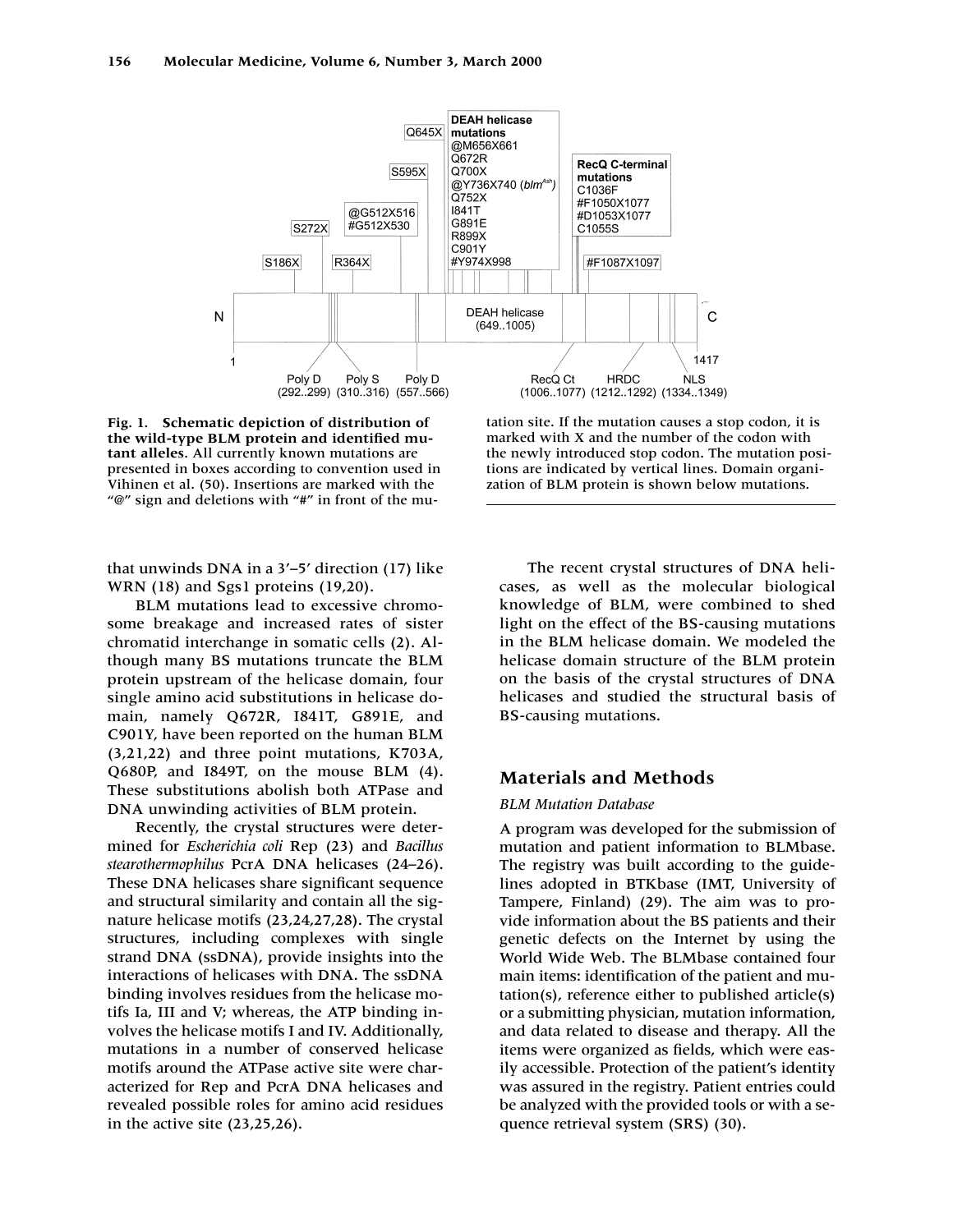**Fig. 1. Schematic depiction of distribution of the wild-type BLM protein and identified mutant alleles.** All currently known mutations are presented in boxes according to convention used in Vihinen et al. (50). Insertions are marked with the "@" sign and deletions with "#" in front of the mutation site. If the mutation causes a stop codon, it is marked with X and the number of the codon with the newly introduced stop codon. The mutation positions are indicated by vertical lines. Domain organization of BLM protein is shown below mutations.

that unwinds DNA in a 3′–5′ direction (17) like WRN (18) and Sgs1 proteins (19,20).

BLM mutations lead to excessive chromosome breakage and increased rates of sister chromatid interchange in somatic cells (2). Although many BS mutations truncate the BLM protein upstream of the helicase domain, four single amino acid substitutions in helicase domain, namely Q672R, I841T, G891E, and C901Y, have been reported on the human BLM (3,21,22) and three point mutations, K703A, Q680P, and I849T, on the mouse BLM (4). These substitutions abolish both ATPase and DNA unwinding activities of BLM protein.

Recently, the crystal structures were determined for *Escherichia coli* Rep (23) and *Bacillus stearothermophilus* PcrA DNA helicases (24–26). These DNA helicases share significant sequence and structural similarity and contain all the signature helicase motifs (23,24,27,28). The crystal structures, including complexes with single strand DNA (ssDNA), provide insights into the interactions of helicases with DNA. The ssDNA binding involves residues from the helicase motifs Ia, III and V; whereas, the ATP binding involves the helicase motifs I and IV. Additionally, mutations in a number of conserved helicase motifs around the ATPase active site were characterized for Rep and PcrA DNA helicases and revealed possible roles for amino acid residues in the active site (23,25,26).

The recent crystal structures of DNA helicases, as well as the molecular biological knowledge of BLM, were combined to shed light on the effect of the BS-causing mutations in the BLM helicase domain. We modeled the helicase domain structure of the BLM protein on the basis of the crystal structures of DNA helicases and studied the structural basis of BS-causing mutations.

## Materials and Methods

### *BLM Mutation Database*

A program was developed for the submission of mutation and patient information to BLMbase. The registry was built according to the guidelines adopted in BTKbase (IMT, University of Tampere, Finland) (29). The aim was to provide information about the BS patients and their genetic defects on the Internet by using the World Wide Web. The BLMbase contained four main items: identification of the patient and mutation(s), reference either to published article(s) or a submitting physician, mutation information, and data related to disease and therapy. All the items were organized as fields, which were easily accessible. Protection of the patient's identity was assured in the registry. Patient entries could be analyzed with the provided tools or with a sequence retrieval system (SRS) (30).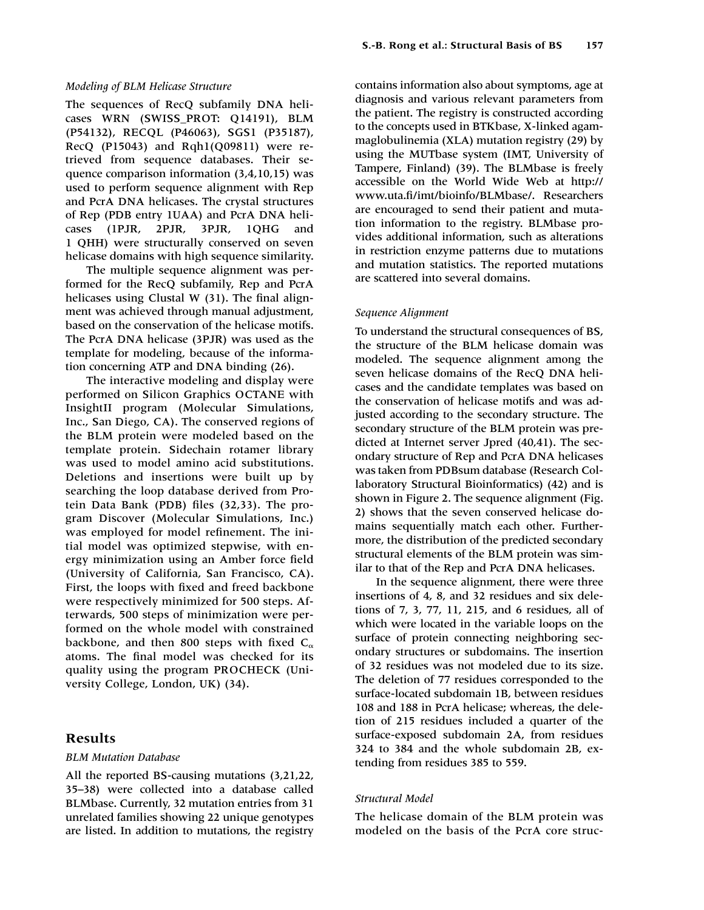### *Modeling of BLM Helicase Structure*

The sequences of RecQ subfamily DNA helicases WRN (SWISS_PROT: Q14191), BLM (P54132), RECQL (P46063), SGS1 (P35187), RecQ (P15043) and Rqh1(Q09811) were retrieved from sequence databases. Their sequence comparison information (3,4,10,15) was used to perform sequence alignment with Rep and PcrA DNA helicases. The crystal structures of Rep (PDB entry 1UAA) and PcrA DNA helicases (1PJR, 2PJR, 3PJR, 1QHG and 1 QHH) were structurally conserved on seven helicase domains with high sequence similarity.

The multiple sequence alignment was performed for the RecQ subfamily, Rep and PcrA helicases using Clustal W (31). The final alignment was achieved through manual adjustment, based on the conservation of the helicase motifs. The PcrA DNA helicase (3PJR) was used as the template for modeling, because of the information concerning ATP and DNA binding (26).

The interactive modeling and display were performed on Silicon Graphics OCTANE with InsightII program (Molecular Simulations, Inc., San Diego, CA). The conserved regions of the BLM protein were modeled based on the template protein. Sidechain rotamer library was used to model amino acid substitutions. Deletions and insertions were built up by searching the loop database derived from Protein Data Bank (PDB) files (32,33). The program Discover (Molecular Simulations, Inc.) was employed for model refinement. The initial model was optimized stepwise, with energy minimization using an Amber force field (University of California, San Francisco, CA). First, the loops with fixed and freed backbone were respectively minimized for 500 steps. Afterwards, 500 steps of minimization were performed on the whole model with constrained backbone, and then 800 steps with fixed $C_\alpha$ atoms. The final model was checked for its quality using the program PROCHECK (University College, London, UK) (34).

## Results

### *BLM Mutation Database*

All the reported BS-causing mutations (3,21,22, 35–38) were collected into a database called BLMbase. Currently, 32 mutation entries from 31 unrelated families showing 22 unique genotypes are listed. In addition to mutations, the registry contains information also about symptoms, age at diagnosis and various relevant parameters from the patient. The registry is constructed according to the concepts used in BTKbase, X-linked agammaglobulinemia (XLA) mutation registry (29) by using the MUTbase system (IMT, University of Tampere, Finland) (39). The BLMbase is freely accessible on the World Wide Web at http://www.uta.fi/imt/bioinfo/BLMbase/. Researchers are encouraged to send their patient and mutation information to the registry. BLMbase provides additional information, such as alterations in restriction enzyme patterns due to mutations and mutation statistics. The reported mutations are scattered into several domains.

### *Sequence Alignment*

To understand the structural consequences of BS, the structure of the BLM helicase domain was modeled. The sequence alignment among the seven helicase domains of the RecQ DNA helicases and the candidate templates was based on the conservation of helicase motifs and was adjusted according to the secondary structure. The secondary structure of the BLM protein was predicted at Internet server Jpred (40,41). The secondary structure of Rep and PcrA DNA helicases was taken from PDBsum database (Research Collaboratory Structural Bioinformatics) (42) and is shown in Figure 2. The sequence alignment (Fig. 2) shows that the seven conserved helicase domains sequentially match each other. Furthermore, the distribution of the predicted secondary structural elements of the BLM protein was similar to that of the Rep and PcrA DNA helicases.

In the sequence alignment, there were three insertions of 4, 8, and 32 residues and six deletions of 7, 3, 77, 11, 215, and 6 residues, all of which were located in the variable loops on the surface of protein connecting neighboring secondary structures or subdomains. The insertion of 32 residues was not modeled due to its size. The deletion of 77 residues corresponded to the surface-located subdomain 1B, between residues 108 and 188 in PcrA helicase; whereas, the deletion of 215 residues included a quarter of the surface-exposed subdomain 2A, from residues 324 to 384 and the whole subdomain 2B, extending from residues 385 to 559.

### *Structural Model*

The helicase domain of the BLM protein was modeled on the basis of the PcrA core struc-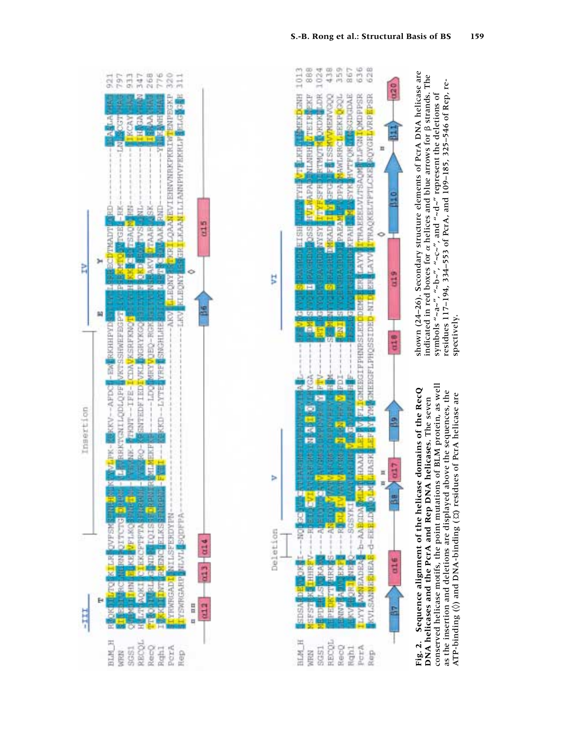**Fig. 2. Sequence alignment of the helicase domains of the RecQ DNA helicases and the PcrA and Rep DNA helicases.** The seven conserved helicase motifs, the point mutations of BLM protein, as well as the insertion and deletions are displayed above the sequences, the ATP-binding (◊) and DNA-binding (¤) residues of PcrA helicase are shown (24–26). Secondary structure elements of PcrA DNA helicase are indicated in red boxes for α helices and blue arrows for β strands. The symbols "~a~", "~b~", "~c~", and "~d~" represent the deletions of residues 117–194, 334–553 of PcrA, and 109–185, 325–546 of Rep, respectively.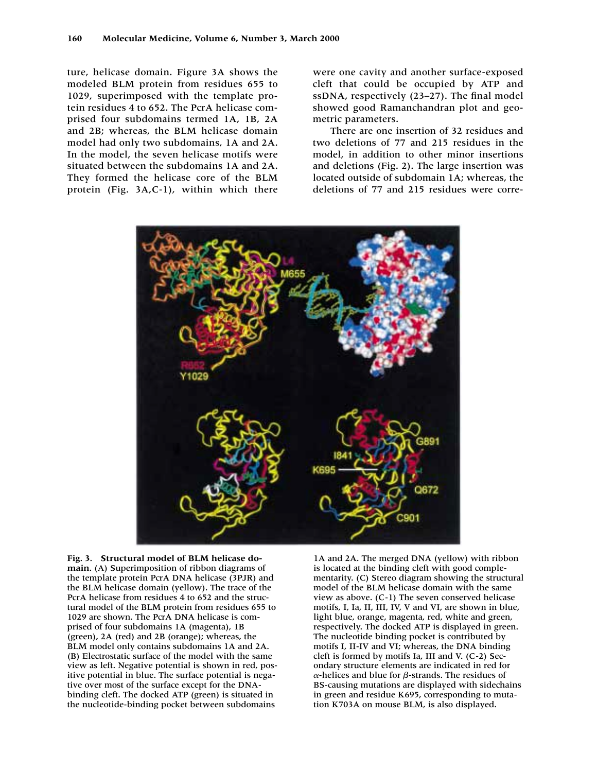ture, helicase domain. Figure 3A shows the modeled BLM protein from residues 655 to 1029, superimposed with the template protein residues 4 to 652. The PcrA helicase comprised four subdomains termed 1A, 1B, 2A and 2B; whereas, the BLM helicase domain model had only two subdomains, 1A and 2A. In the model, the seven helicase motifs were situated between the subdomains 1A and 2A. They formed the helicase core of the BLM protein (Fig. 3A,C-1), within which there were one cavity and another surface-exposed cleft that could be occupied by ATP and ssDNA, respectively (23–27). The final model showed good Ramanchandran plot and geometric parameters.

There are one insertion of 32 residues and two deletions of 77 and 215 residues in the model, in addition to other minor insertions and deletions (Fig. 2). The large insertion was located outside of subdomain 1A; whereas, the deletions of 77 and 215 residues were corre-

**Fig. 3. Structural model of BLM helicase domain.** (A) Superimposition of ribbon diagrams of the template protein PcrA DNA helicase (3PJR) and the BLM helicase domain (yellow). The trace of the PcrA helicase from residues 4 to 652 and the structural model of the BLM protein from residues 655 to 1029 are shown. The PcrA DNA helicase is comprised of four subdomains 1A (magenta), 1B (green), 2A (red) and 2B (orange); whereas, the BLM model only contains subdomains 1A and 2A. (B) Electrostatic surface of the model with the same view as left. Negative potential is shown in red, positive potential in blue. The surface potential is negative over most of the surface except for the DNA-binding cleft. The docked ATP (green) is situated in the nucleotide-binding pocket between subdomains 1A and 2A. The merged DNA (yellow) with ribbon is located at the binding cleft with good complementarity. (C) Stereo diagram showing the structural model of the BLM helicase domain with the same view as above. (C-1) The seven conserved helicase motifs, I, Ia, II, III, IV, V and VI, are shown in blue, light blue, orange, magenta, red, white and green, respectively. The docked ATP is displayed in green. The nucleotide binding pocket is contributed by motifs I, II-IV and VI; whereas, the DNA binding cleft is formed by motifs Ia, III and V. (C-2) Secondary structure elements are indicated in red for $\alpha$-helices and blue for $\beta$-strands. The residues of BS-causing mutations are displayed with sidechains in green and residue K695, corresponding to mutation K703A on mouse BLM, is also displayed.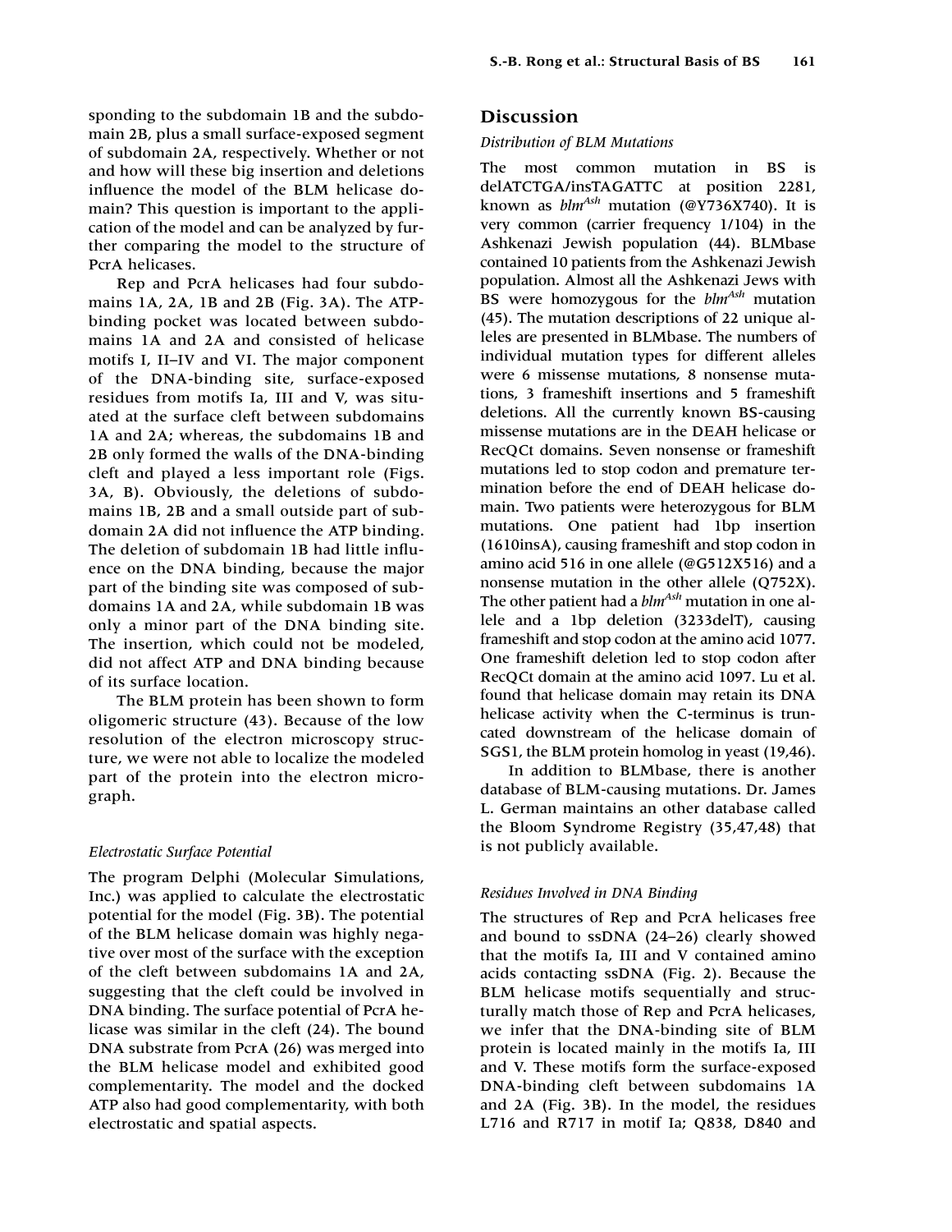sponding to the subdomain 1B and the subdomain 2B, plus a small surface-exposed segment of subdomain 2A, respectively. Whether or not and how will these big insertion and deletions influence the model of the BLM helicase domain? This question is important to the application of the model and can be analyzed by further comparing the model to the structure of PcrA helicases.

Rep and PcrA helicases had four subdomains 1A, 2A, 1B and 2B (Fig. 3A). The ATP-binding pocket was located between subdomains 1A and 2A and consisted of helicase motifs I, II–IV and VI. The major component of the DNA-binding site, surface-exposed residues from motifs Ia, III and V, was situated at the surface cleft between subdomains 1A and 2A; whereas, the subdomains 1B and 2B only formed the walls of the DNA-binding cleft and played a less important role (Figs. 3A, B). Obviously, the deletions of subdomains 1B, 2B and a small outside part of subdomain 2A did not influence the ATP binding. The deletion of subdomain 1B had little influence on the DNA binding, because the major part of the binding site was composed of subdomains 1A and 2A, while subdomain 1B was only a minor part of the DNA binding site. The insertion, which could not be modeled, did not affect ATP and DNA binding because of its surface location.

The BLM protein has been shown to form oligomeric structure (43). Because of the low resolution of the electron microscopy structure, we were not able to localize the modeled part of the protein into the electron micrograph.

*Electrostatic Surface Potential*

The program Delphi (Molecular Simulations, Inc.) was applied to calculate the electrostatic potential for the model (Fig. 3B). The potential of the BLM helicase domain was highly negative over most of the surface with the exception of the cleft between subdomains 1A and 2A, suggesting that the cleft could be involved in DNA binding. The surface potential of PcrA helicase was similar in the cleft (24). The bound DNA substrate from PcrA (26) was merged into the BLM helicase model and exhibited good complementarity. The model and the docked ATP also had good complementarity, with both electrostatic and spatial aspects.

## Discussion

*Distribution of BLM Mutations*

The most common mutation in BS is delATCTGA/insTAGATTC at position 2281, known as *blm*[Ash] mutation (@Y736X740). It is very common (carrier frequency 1/104) in the Ashkenazi Jewish population (44). BLMbase contained 10 patients from the Ashkenazi Jewish population. Almost all the Ashkenazi Jews with BS were homozygous for the *blm*[Ash] mutation (45). The mutation descriptions of 22 unique alleles are presented in BLMbase. The numbers of individual mutation types for different alleles were 6 missense mutations, 8 nonsense mutations, 3 frameshift insertions and 5 frameshift deletions. All the currently known BS-causing missense mutations are in the DEAH helicase or RecQCt domains. Seven nonsense or frameshift mutations led to stop codon and premature termination before the end of DEAH helicase domain. Two patients were heterozygous for BLM mutations. One patient had 1bp insertion (1610insA), causing frameshift and stop codon in amino acid 516 in one allele (@G512X516) and a nonsense mutation in the other allele (Q752X). The other patient had a *blm*[Ash] mutation in one allele and a 1bp deletion (3233delT), causing frameshift and stop codon at the amino acid 1077. One frameshift deletion led to stop codon after RecQCt domain at the amino acid 1097. Lu et al. found that helicase domain may retain its DNA helicase activity when the C-terminus is truncated downstream of the helicase domain of SGS1, the BLM protein homolog in yeast (19,46).

In addition to BLMbase, there is another database of BLM-causing mutations. Dr. James L. German maintains an other database called the Bloom Syndrome Registry (35,47,48) that is not publicly available.

*Residues Involved in DNA Binding*

The structures of Rep and PcrA helicases free and bound to ssDNA (24–26) clearly showed that the motifs Ia, III and V contained amino acids contacting ssDNA (Fig. 2). Because the BLM helicase motifs sequentially and structurally match those of Rep and PcrA helicases, we infer that the DNA-binding site of BLM protein is located mainly in the motifs Ia, III and V. These motifs form the surface-exposed DNA-binding cleft between subdomains 1A and 2A (Fig. 3B). In the model, the residues L716 and R717 in motif Ia; Q838, D840 and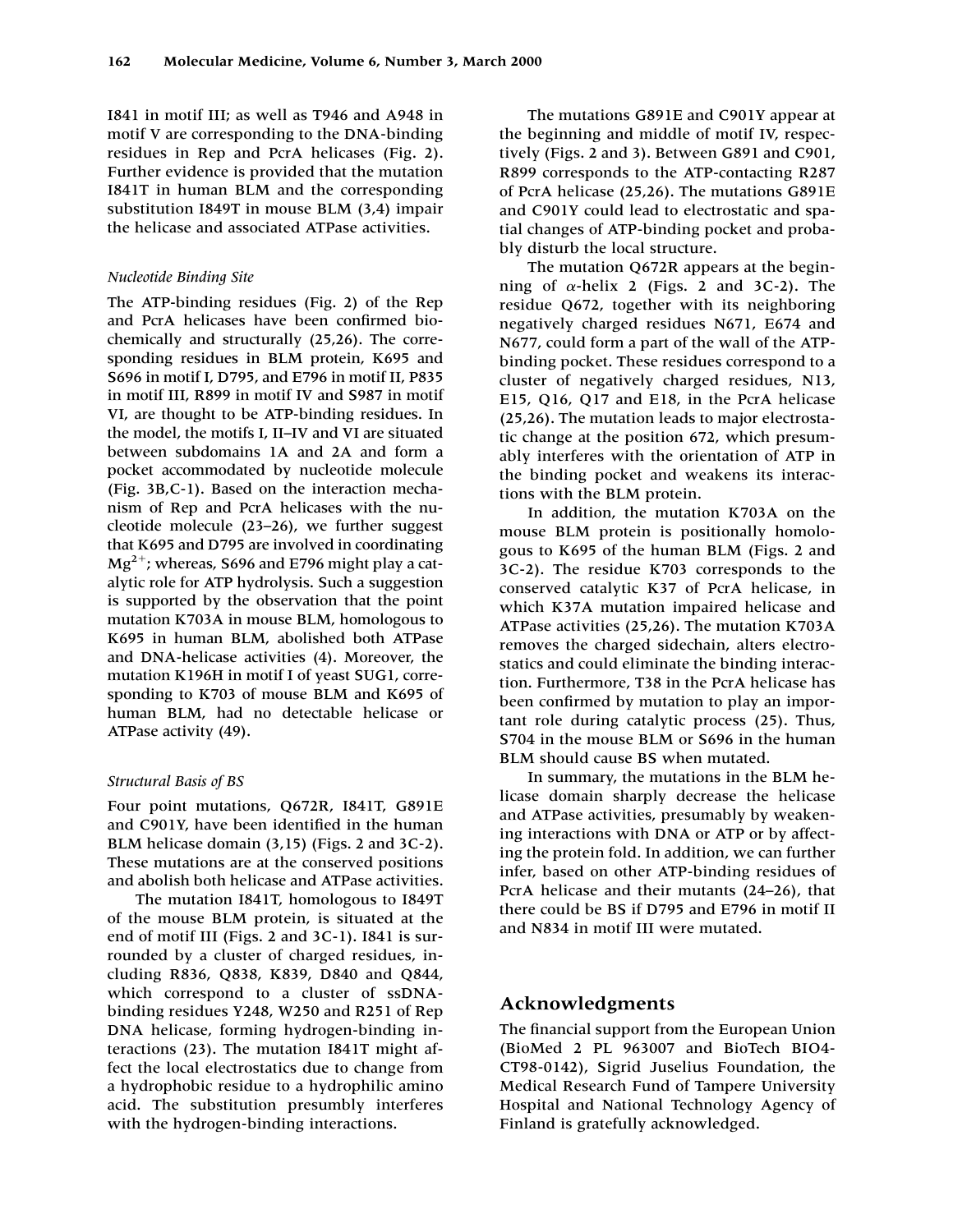I841 in motif III; as well as T946 and A948 in motif V are corresponding to the DNA-binding residues in Rep and PcrA helicases (Fig. 2). Further evidence is provided that the mutation I841T in human BLM and the corresponding substitution I849T in mouse BLM (3,4) impair the helicase and associated ATPase activities.

### *Nucleotide Binding Site*

The ATP-binding residues (Fig. 2) of the Rep and PcrA helicases have been confirmed biochemically and structurally (25,26). The corresponding residues in BLM protein, K695 and S696 in motif I, D795, and E796 in motif II, P835 in motif III, R899 in motif IV and S987 in motif VI, are thought to be ATP-binding residues. In the model, the motifs I, II–IV and VI are situated between subdomains 1A and 2A and form a pocket accommodated by nucleotide molecule (Fig. 3B,C-1). Based on the interaction mechanism of Rep and PcrA helicases with the nucleotide molecule (23–26), we further suggest that K695 and D795 are involved in coordinating $Mg^{2+}$; whereas, S696 and E796 might play a catalytic role for ATP hydrolysis. Such a suggestion is supported by the observation that the point mutation K703A in mouse BLM, homologous to K695 in human BLM, abolished both ATPase and DNA-helicase activities (4). Moreover, the mutation K196H in motif I of yeast SUG1, corresponding to K703 of mouse BLM and K695 of human BLM, had no detectable helicase or ATPase activity (49).

### *Structural Basis of BS*

Four point mutations, Q672R, I841T, G891E and C901Y, have been identified in the human BLM helicase domain (3,15) (Figs. 2 and 3C-2). These mutations are at the conserved positions and abolish both helicase and ATPase activities.

The mutation I841T, homologous to I849T of the mouse BLM protein, is situated at the end of motif III (Figs. 2 and 3C-1). I841 is surrounded by a cluster of charged residues, including R836, Q838, K839, D840 and Q844, which correspond to a cluster of ssDNA-binding residues Y248, W250 and R251 of Rep DNA helicase, forming hydrogen-binding interactions (23). The mutation I841T might affect the local electrostatics due to change from a hydrophobic residue to a hydrophilic amino acid. The substitution presumbly interferes with the hydrogen-binding interactions.

The mutations G891E and C901Y appear at the beginning and middle of motif IV, respectively (Figs. 2 and 3). Between G891 and C901, R899 corresponds to the ATP-contacting R287 of PcrA helicase (25,26). The mutations G891E and C901Y could lead to electrostatic and spatial changes of ATP-binding pocket and probably disturb the local structure.

The mutation Q672R appears at the beginning of α-helix 2 (Figs. 2 and 3C-2). The residue Q672, together with its neighboring negatively charged residues N671, E674 and N677, could form a part of the wall of the ATP-binding pocket. These residues correspond to a cluster of negatively charged residues, N13, E15, Q16, Q17 and E18, in the PcrA helicase (25,26). The mutation leads to major electrostatic change at the position 672, which presumably interferes with the orientation of ATP in the binding pocket and weakens its interactions with the BLM protein.

In addition, the mutation K703A on the mouse BLM protein is positionally homologous to K695 of the human BLM (Figs. 2 and 3C-2). The residue K703 corresponds to the conserved catalytic K37 of PcrA helicase, in which K37A mutation impaired helicase and ATPase activities (25,26). The mutation K703A removes the charged sidechain, alters electrostatics and could eliminate the binding interaction. Furthermore, T38 in the PcrA helicase has been confirmed by mutation to play an important role during catalytic process (25). Thus, S704 in the mouse BLM or S696 in the human BLM should cause BS when mutated.

In summary, the mutations in the BLM helicase domain sharply decrease the helicase and ATPase activities, presumably by weakening interactions with DNA or ATP or by affecting the protein fold. In addition, we can further infer, based on other ATP-binding residues of PcrA helicase and their mutants (24–26), that there could be BS if D795 and E796 in motif II and N834 in motif III were mutated.

## Acknowledgments

The financial support from the European Union (BioMed 2 PL 963007 and BioTech BIO4-CT98-0142), Sigrid Juselius Foundation, the Medical Research Fund of Tampere University Hospital and National Technology Agency of Finland is gratefully acknowledged.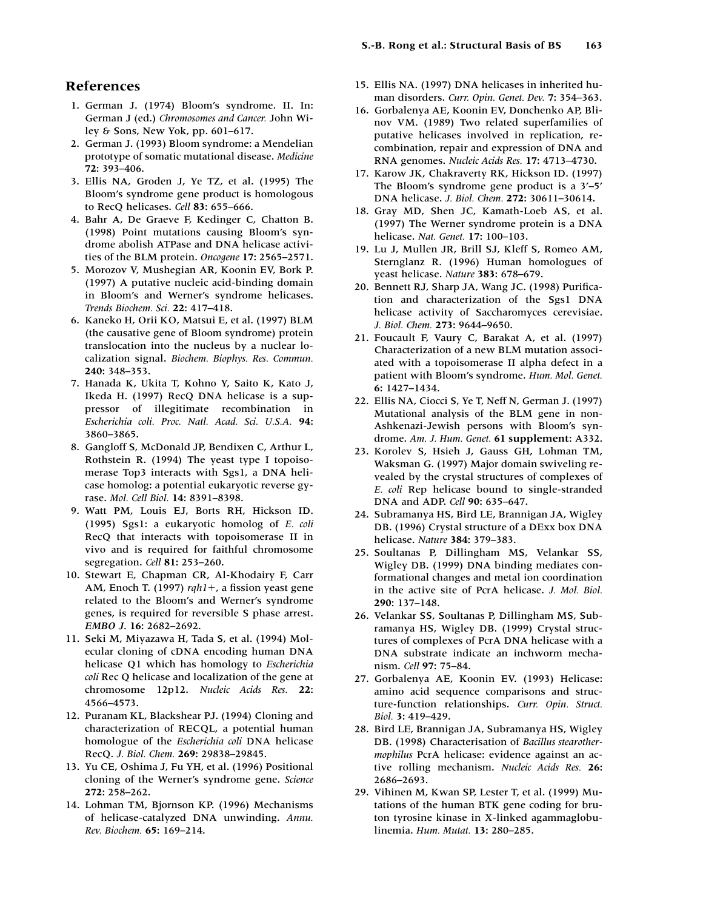## References

1. German J. (1974) Bloom's syndrome. II. In: German J (ed.) *Chromosomes and Cancer.* John Wiley & Sons, New Yok, pp. 601–617.
2. German J. (1993) Bloom syndrome: a Mendelian prototype of somatic mutational disease. *Medicine* **72:** 393–406.
3. Ellis NA, Groden J, Ye TZ, et al. (1995) The Bloom's syndrome gene product is homologous to RecQ helicases. *Cell* **83:** 655–666.
4. Bahr A, De Graeve F, Kedinger C, Chatton B. (1998) Point mutations causing Bloom's syndrome abolish ATPase and DNA helicase activities of the BLM protein. *Oncogene* **17:** 2565–2571.
5. Morozov V, Mushegian AR, Koonin EV, Bork P. (1997) A putative nucleic acid-binding domain in Bloom's and Werner's syndrome helicases. *Trends Biochem. Sci.* **22:** 417–418.
6. Kaneko H, Orii KO, Matsui E, et al. (1997) BLM (the causative gene of Bloom syndrome) protein translocation into the nucleus by a nuclear localization signal. *Biochem. Biophys. Res. Commun.* **240:** 348–353.
7. Hanada K, Ukita T, Kohno Y, Saito K, Kato J, Ikeda H. (1997) RecQ DNA helicase is a suppressor of illegitimate recombination in *Escherichia coli. Proc. Natl. Acad. Sci. U.S.A.* **94:** 3860–3865.
8. Gangloff S, McDonald JP, Bendixen C, Arthur L, Rothstein R. (1994) The yeast type I topoisomerase Top3 interacts with Sgs1, a DNA helicase homolog: a potential eukaryotic reverse gyrase. *Mol. Cell Biol.* **14:** 8391–8398.
9. Watt PM, Louis EJ, Borts RH, Hickson ID. (1995) Sgs1: a eukaryotic homolog of *E. coli* RecQ that interacts with topoisomerase II in vivo and is required for faithful chromosome segregation. *Cell* **81:** 253–260.
10. Stewart E, Chapman CR, Al-Khodairy F, Carr AM, Enoch T. (1997) *rqh1+*, a fission yeast gene related to the Bloom's and Werner's syndrome genes, is required for reversible S phase arrest. *EMBO J.* **16:** 2682–2692.
11. Seki M, Miyazawa H, Tada S, et al. (1994) Molecular cloning of cDNA encoding human DNA helicase Q1 which has homology to *Escherichia coli* Rec Q helicase and localization of the gene at chromosome 12p12. *Nucleic Acids Res.* **22:** 4566–4573.
12. Puranam KL, Blackshear PJ. (1994) Cloning and characterization of RECQL, a potential human homologue of the *Escherichia coli* DNA helicase RecQ. *J. Biol. Chem.* **269:** 29838–29845.
13. Yu CE, Oshima J, Fu YH, et al. (1996) Positional cloning of the Werner's syndrome gene. *Science* **272:** 258–262.
14. Lohman TM, Bjornson KP. (1996) Mechanisms of helicase-catalyzed DNA unwinding. *Annu. Rev. Biochem.* **65:** 169–214.
15. Ellis NA. (1997) DNA helicases in inherited human disorders. *Curr. Opin. Genet. Dev.* **7:** 354–363.
16. Gorbalenya AE, Koonin EV, Donchenko AP, Blinov VM. (1989) Two related superfamilies of putative helicases involved in replication, recombination, repair and expression of DNA and RNA genomes. *Nucleic Acids Res.* **17:** 4713–4730.
17. Karow JK, Chakraverty RK, Hickson ID. (1997) The Bloom's syndrome gene product is a 3′–5′ DNA helicase. *J. Biol. Chem.* **272:** 30611–30614.
18. Gray MD, Shen JC, Kamath-Loeb AS, et al. (1997) The Werner syndrome protein is a DNA helicase. *Nat. Genet.* **17:** 100–103.
19. Lu J, Mullen JR, Brill SJ, Kleff S, Romeo AM, Sternglanz R. (1996) Human homologues of yeast helicase. *Nature* **383:** 678–679.
20. Bennett RJ, Sharp JA, Wang JC. (1998) Purification and characterization of the Sgs1 DNA helicase activity of Saccharomyces cerevisiae. *J. Biol. Chem.* **273:** 9644–9650.
21. Foucault F, Vaury C, Barakat A, et al. (1997) Characterization of a new BLM mutation associated with a topoisomerase II alpha defect in a patient with Bloom's syndrome. *Hum. Mol. Genet.* **6:** 1427–1434.
22. Ellis NA, Ciocci S, Ye T, Neff N, German J. (1997) Mutational analysis of the BLM gene in non-Ashkenazi-Jewish persons with Bloom's syndrome. *Am. J. Hum. Genet.* **61 supplement:** A332.
23. Korolev S, Hsieh J, Gauss GH, Lohman TM, Waksman G. (1997) Major domain swiveling revealed by the crystal structures of complexes of *E. coli* Rep helicase bound to single-stranded DNA and ADP. *Cell* **90:** 635–647.
24. Subramanya HS, Bird LE, Brannigan JA, Wigley DB. (1996) Crystal structure of a DExx box DNA helicase. *Nature* **384:** 379–383.
25. Soultanas P, Dillingham MS, Velankar SS, Wigley DB. (1999) DNA binding mediates conformational changes and metal ion coordination in the active site of PcrA helicase. *J. Mol. Biol.* **290:** 137–148.
26. Velankar SS, Soultanas P, Dillingham MS, Subramanya HS, Wigley DB. (1999) Crystal structures of complexes of PcrA DNA helicase with a DNA substrate indicate an inchworm mechanism. *Cell* **97:** 75–84.
27. Gorbalenya AE, Koonin EV. (1993) Helicase: amino acid sequence comparisons and structure-function relationships. *Curr. Opin. Struct. Biol.* **3:** 419–429.
28. Bird LE, Brannigan JA, Subramanya HS, Wigley DB. (1998) Characterisation of *Bacillus stearothermophilus* PcrA helicase: evidence against an active rolling mechanism. *Nucleic Acids Res.* **26:** 2686–2693.
29. Vihinen M, Kwan SP, Lester T, et al. (1999) Mutations of the human BTK gene coding for bruton tyrosine kinase in X-linked agammaglobulinemia. *Hum. Mutat.* **13:** 280–285.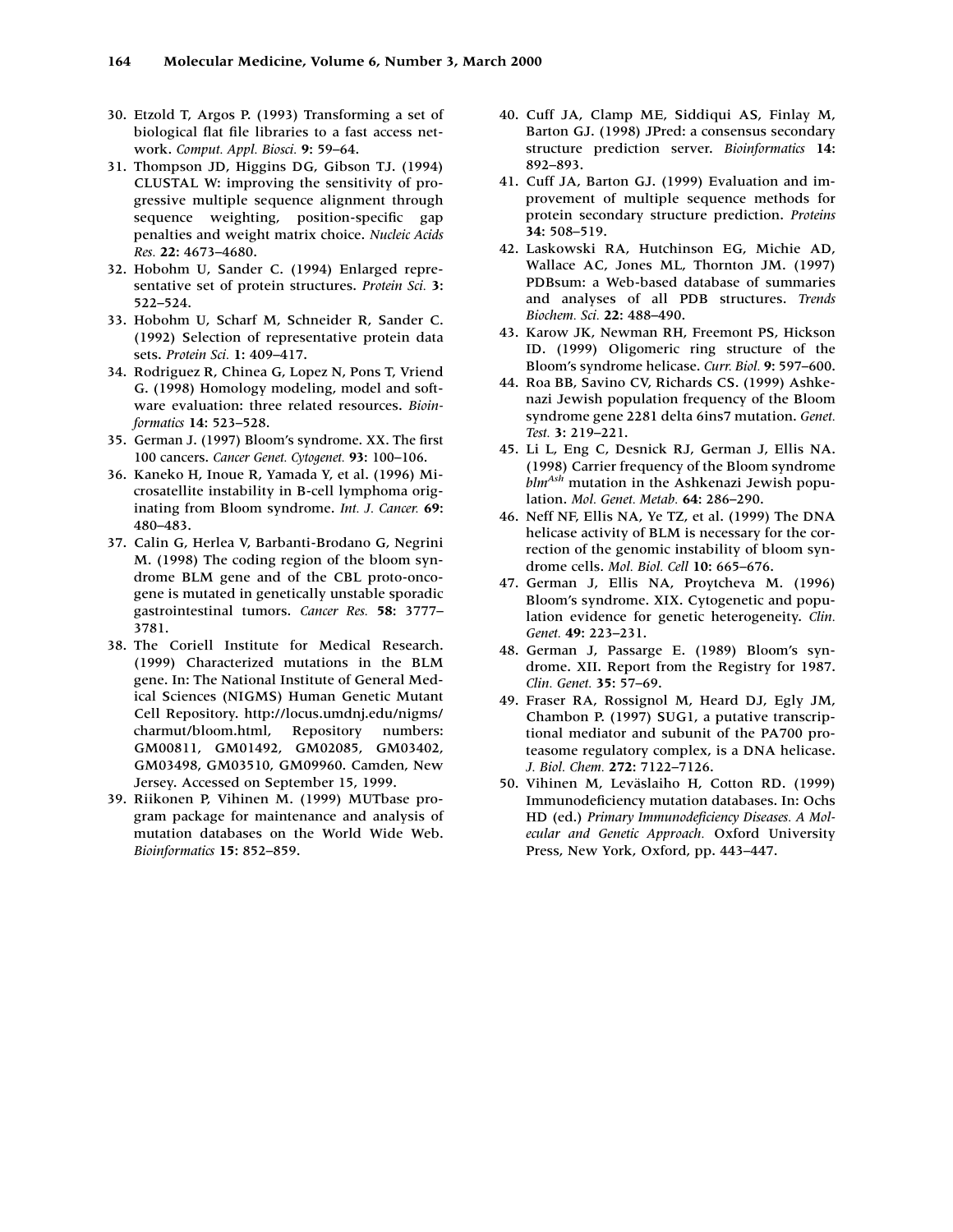30. Etzold T, Argos P. (1993) Transforming a set of biological flat file libraries to a fast access network. *Comput. Appl. Biosci.* **9:** 59–64.
31. Thompson JD, Higgins DG, Gibson TJ. (1994) CLUSTAL W: improving the sensitivity of progressive multiple sequence alignment through sequence weighting, position-specific gap penalties and weight matrix choice. *Nucleic Acids Res.* **22:** 4673–4680.
32. Hobohm U, Sander C. (1994) Enlarged representative set of protein structures. *Protein Sci.* **3:** 522–524.
33. Hobohm U, Scharf M, Schneider R, Sander C. (1992) Selection of representative protein data sets. *Protein Sci.* **1:** 409–417.
34. Rodriguez R, Chinea G, Lopez N, Pons T, Vriend G. (1998) Homology modeling, model and software evaluation: three related resources. *Bioinformatics* **14:** 523–528.
35. German J. (1997) Bloom's syndrome. XX. The first 100 cancers. *Cancer Genet. Cytogenet.* **93:** 100–106.
36. Kaneko H, Inoue R, Yamada Y, et al. (1996) Microsatellite instability in B-cell lymphoma originating from Bloom syndrome. *Int. J. Cancer.* **69:** 480–483.
37. Calin G, Herlea V, Barbanti-Brodano G, Negrini M. (1998) The coding region of the bloom syndrome BLM gene and of the CBL proto-oncogene is mutated in genetically unstable sporadic gastrointestinal tumors. *Cancer Res.* **58:** 3777–3781.
38. The Coriell Institute for Medical Research. (1999) Characterized mutations in the BLM gene. In: The National Institute of General Medical Sciences (NIGMS) Human Genetic Mutant Cell Repository. http://locus.umdnj.edu/nigms/charmut/bloom.html, Repository numbers: GM00811, GM01492, GM02085, GM03402, GM03498, GM03510, GM09960. Camden, New Jersey. Accessed on September 15, 1999.
39. Riikonen P, Vihinen M. (1999) MUTbase program package for maintenance and analysis of mutation databases on the World Wide Web. *Bioinformatics* **15:** 852–859.
40. Cuff JA, Clamp ME, Siddiqui AS, Finlay M, Barton GJ. (1998) JPred: a consensus secondary structure prediction server. *Bioinformatics* **14:** 892–893.
41. Cuff JA, Barton GJ. (1999) Evaluation and improvement of multiple sequence methods for protein secondary structure prediction. *Proteins* **34:** 508–519.
42. Laskowski RA, Hutchinson EG, Michie AD, Wallace AC, Jones ML, Thornton JM. (1997) PDBsum: a Web-based database of summaries and analyses of all PDB structures. *Trends Biochem. Sci.* **22:** 488–490.
43. Karow JK, Newman RH, Freemont PS, Hickson ID. (1999) Oligomeric ring structure of the Bloom's syndrome helicase. *Curr. Biol.* **9:** 597–600.
44. Roa BB, Savino CV, Richards CS. (1999) Ashkenazi Jewish population frequency of the Bloom syndrome gene 2281 delta 6ins7 mutation. *Genet. Test.* **3:** 219–221.
45. Li L, Eng C, Desnick RJ, German J, Ellis NA. (1998) Carrier frequency of the Bloom syndrome *blm*$^{Ash}$ mutation in the Ashkenazi Jewish population. *Mol. Genet. Metab.* **64:** 286–290.
46. Neff NF, Ellis NA, Ye TZ, et al. (1999) The DNA helicase activity of BLM is necessary for the correction of the genomic instability of bloom syndrome cells. *Mol. Biol. Cell* **10:** 665–676.
47. German J, Ellis NA, Proytcheva M. (1996) Bloom's syndrome. XIX. Cytogenetic and population evidence for genetic heterogeneity. *Clin. Genet.* **49:** 223–231.
48. German J, Passarge E. (1989) Bloom's syndrome. XII. Report from the Registry for 1987. *Clin. Genet.* **35:** 57–69.
49. Fraser RA, Rossignol M, Heard DJ, Egly JM, Chambon P. (1997) SUG1, a putative transcriptional mediator and subunit of the PA700 proteasome regulatory complex, is a DNA helicase. *J. Biol. Chem.* **272:** 7122–7126.
50. Vihinen M, Leväslaiho H, Cotton RD. (1999) Immunodeficiency mutation databases. In: Ochs HD (ed.) *Primary Immunodeficiency Diseases. A Molecular and Genetic Approach.* Oxford University Press, New York, Oxford, pp. 443–447.